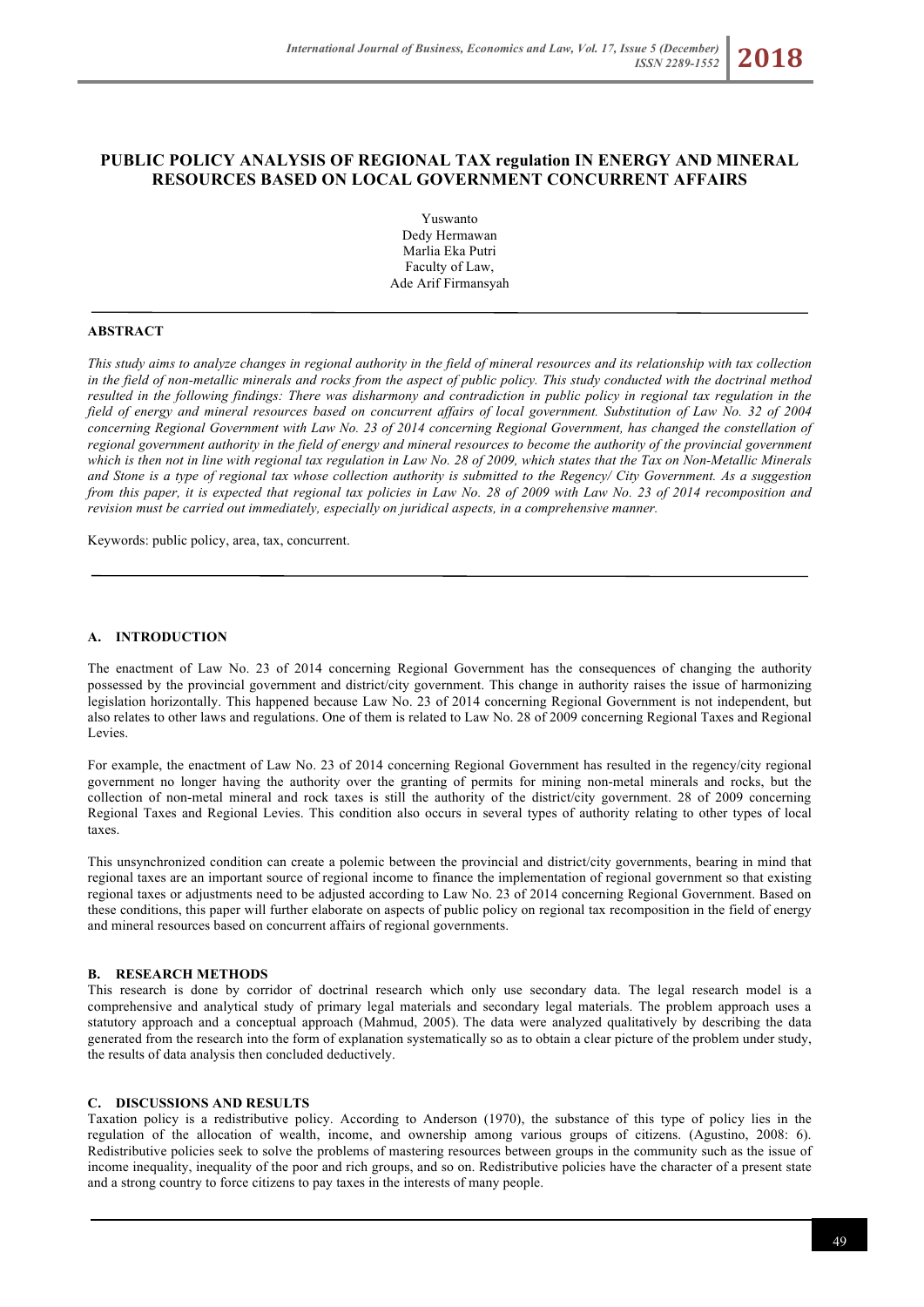# PUBLIC POLICY ANALYSIS OF REGIONAL TAX regulation IN ENERGY AND MINERAL RESOURCES BASED ON LOCAL GOVERNMENT CONCURRENT AFFAIRS

Yuswanto
Dedy Hermawan
Marlia Eka Putri
Faculty of Law,
Ade Arif Firmansyah

## ABSTRACT

*This study aims to analyze changes in regional authority in the field of mineral resources and its relationship with tax collection in the field of non-metallic minerals and rocks from the aspect of public policy. This study conducted with the doctrinal method resulted in the following findings: There was disharmony and contradiction in public policy in regional tax regulation in the field of energy and mineral resources based on concurrent affairs of local government. Substitution of Law No. 32 of 2004 concerning Regional Government with Law No. 23 of 2014 concerning Regional Government, has changed the constellation of regional government authority in the field of energy and mineral resources to become the authority of the provincial government which is then not in line with regional tax regulation in Law No. 28 of 2009, which states that the Tax on Non-Metallic Minerals and Stone is a type of regional tax whose collection authority is submitted to the Regency/ City Government. As a suggestion from this paper, it is expected that regional tax policies in Law No. 28 of 2009 with Law No. 23 of 2014 recomposition and revision must be carried out immediately, especially on juridical aspects, in a comprehensive manner.*

Keywords: public policy, area, tax, concurrent.

## A. INTRODUCTION

The enactment of Law No. 23 of 2014 concerning Regional Government has the consequences of changing the authority possessed by the provincial government and district/city government. This change in authority raises the issue of harmonizing legislation horizontally. This happened because Law No. 23 of 2014 concerning Regional Government is not independent, but also relates to other laws and regulations. One of them is related to Law No. 28 of 2009 concerning Regional Taxes and Regional Levies.

For example, the enactment of Law No. 23 of 2014 concerning Regional Government has resulted in the regency/city regional government no longer having the authority over the granting of permits for mining non-metal minerals and rocks, but the collection of non-metal mineral and rock taxes is still the authority of the district/city government. 28 of 2009 concerning Regional Taxes and Regional Levies. This condition also occurs in several types of authority relating to other types of local taxes.

This unsynchronized condition can create a polemic between the provincial and district/city governments, bearing in mind that regional taxes are an important source of regional income to finance the implementation of regional government so that existing regional taxes or adjustments need to be adjusted according to Law No. 23 of 2014 concerning Regional Government. Based on these conditions, this paper will further elaborate on aspects of public policy on regional tax recomposition in the field of energy and mineral resources based on concurrent affairs of regional governments.

## B. RESEARCH METHODS

This research is done by corridor of doctrinal research which only use secondary data. The legal research model is a comprehensive and analytical study of primary legal materials and secondary legal materials. The problem approach uses a statutory approach and a conceptual approach (Mahmud, 2005). The data were analyzed qualitatively by describing the data generated from the research into the form of explanation systematically so as to obtain a clear picture of the problem under study, the results of data analysis then concluded deductively.

## C. DISCUSSIONS AND RESULTS

Taxation policy is a redistributive policy. According to Anderson (1970), the substance of this type of policy lies in the regulation of the allocation of wealth, income, and ownership among various groups of citizens. (Agustino, 2008: 6). Redistributive policies seek to solve the problems of mastering resources between groups in the community such as the issue of income inequality, inequality of the poor and rich groups, and so on. Redistributive policies have the character of a present state and a strong country to force citizens to pay taxes in the interests of many people.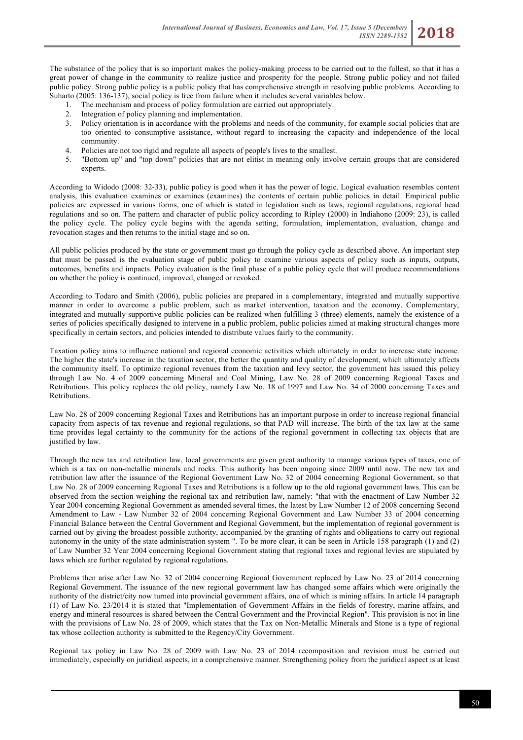The substance of the policy that is so important makes the policy-making process to be carried out to the fullest, so that it has a great power of change in the community to realize justice and prosperity for the people. Strong public policy and not failed public policy. Strong public policy is a public policy that has comprehensive strength in resolving public problems. According to Suharto (2005: 136-137), social policy is free from failure when it includes several variables below.

1. The mechanism and process of policy formulation are carried out appropriately.
2. Integration of policy planning and implementation.
3. Policy orientation is in accordance with the problems and needs of the community, for example social policies that are too oriented to consumptive assistance, without regard to increasing the capacity and independence of the local community.
4. Policies are not too rigid and regulate all aspects of people's lives to the smallest.
5. "Bottom up" and "top down" policies that are not elitist in meaning only involve certain groups that are considered experts.

According to Widodo (2008: 32-33), public policy is good when it has the power of logic. Logical evaluation resembles content analysis, this evaluation examines or examines (examines) the contents of certain public policies in detail. Empirical public policies are expressed in various forms, one of which is stated in legislation such as laws, regional regulations, regional head regulations and so on. The pattern and character of public policy according to Ripley (2000) in Indiahono (2009: 23), is called the policy cycle. The policy cycle begins with the agenda setting, formulation, implementation, evaluation, change and revocation stages and then returns to the initial stage and so on.

All public policies produced by the state or government must go through the policy cycle as described above. An important step that must be passed is the evaluation stage of public policy to examine various aspects of policy such as inputs, outputs, outcomes, benefits and impacts. Policy evaluation is the final phase of a public policy cycle that will produce recommendations on whether the policy is continued, improved, changed or revoked.

According to Todaro and Smith (2006), public policies are prepared in a complementary, integrated and mutually supportive manner in order to overcome a public problem, such as market intervention, taxation and the economy. Complementary, integrated and mutually supportive public policies can be realized when fulfilling 3 (three) elements, namely the existence of a series of policies specifically designed to intervene in a public problem, public policies aimed at making structural changes more specifically in certain sectors, and policies intended to distribute values fairly to the community.

Taxation policy aims to influence national and regional economic activities which ultimately in order to increase state income. The higher the state's increase in the taxation sector, the better the quantity and quality of development, which ultimately affects the community itself. To optimize regional revenues from the taxation and levy sector, the government has issued this policy through Law No. 4 of 2009 concerning Mineral and Coal Mining, Law No. 28 of 2009 concerning Regional Taxes and Retributions. This policy replaces the old policy, namely Law No. 18 of 1997 and Law No. 34 of 2000 concerning Taxes and Retributions.

Law No. 28 of 2009 concerning Regional Taxes and Retributions has an important purpose in order to increase regional financial capacity from aspects of tax revenue and regional regulations, so that PAD will increase. The birth of the tax law at the same time provides legal certainty to the community for the actions of the regional government in collecting tax objects that are justified by law.

Through the new tax and retribution law, local governments are given great authority to manage various types of taxes, one of which is a tax on non-metallic minerals and rocks. This authority has been ongoing since 2009 until now. The new tax and retribution law after the issuance of the Regional Government Law No. 32 of 2004 concerning Regional Government, so that Law No. 28 of 2009 concerning Regional Taxes and Retributions is a follow up to the old regional government laws. This can be observed from the section weighing the regional tax and retribution law, namely: "that with the enactment of Law Number 32 Year 2004 concerning Regional Government as amended several times, the latest by Law Number 12 of 2008 concerning Second Amendment to Law - Law Number 32 of 2004 concerning Regional Government and Law Number 33 of 2004 concerning Financial Balance between the Central Government and Regional Government, but the implementation of regional government is carried out by giving the broadest possible authority, accompanied by the granting of rights and obligations to carry out regional autonomy in the unity of the state administration system ". To be more clear, it can be seen in Article 158 paragraph (1) and (2) of Law Number 32 Year 2004 concerning Regional Government stating that regional taxes and regional levies are stipulated by laws which are further regulated by regional regulations.

Problems then arise after Law No. 32 of 2004 concerning Regional Government replaced by Law No. 23 of 2014 concerning Regional Government. The issuance of the new regional government law has changed some affairs which were originally the authority of the district/city now turned into provincial government affairs, one of which is mining affairs. In article 14 paragraph (1) of Law No. 23/2014 it is stated that "Implementation of Government Affairs in the fields of forestry, marine affairs, and energy and mineral resources is shared between the Central Government and the Provincial Region". This provision is not in line with the provisions of Law No. 28 of 2009, which states that the Tax on Non-Metallic Minerals and Stone is a type of regional tax whose collection authority is submitted to the Regency/City Government.

Regional tax policy in Law No. 28 of 2009 with Law No. 23 of 2014 recomposition and revision must be carried out immediately, especially on juridical aspects, in a comprehensive manner. Strengthening policy from the juridical aspect is at least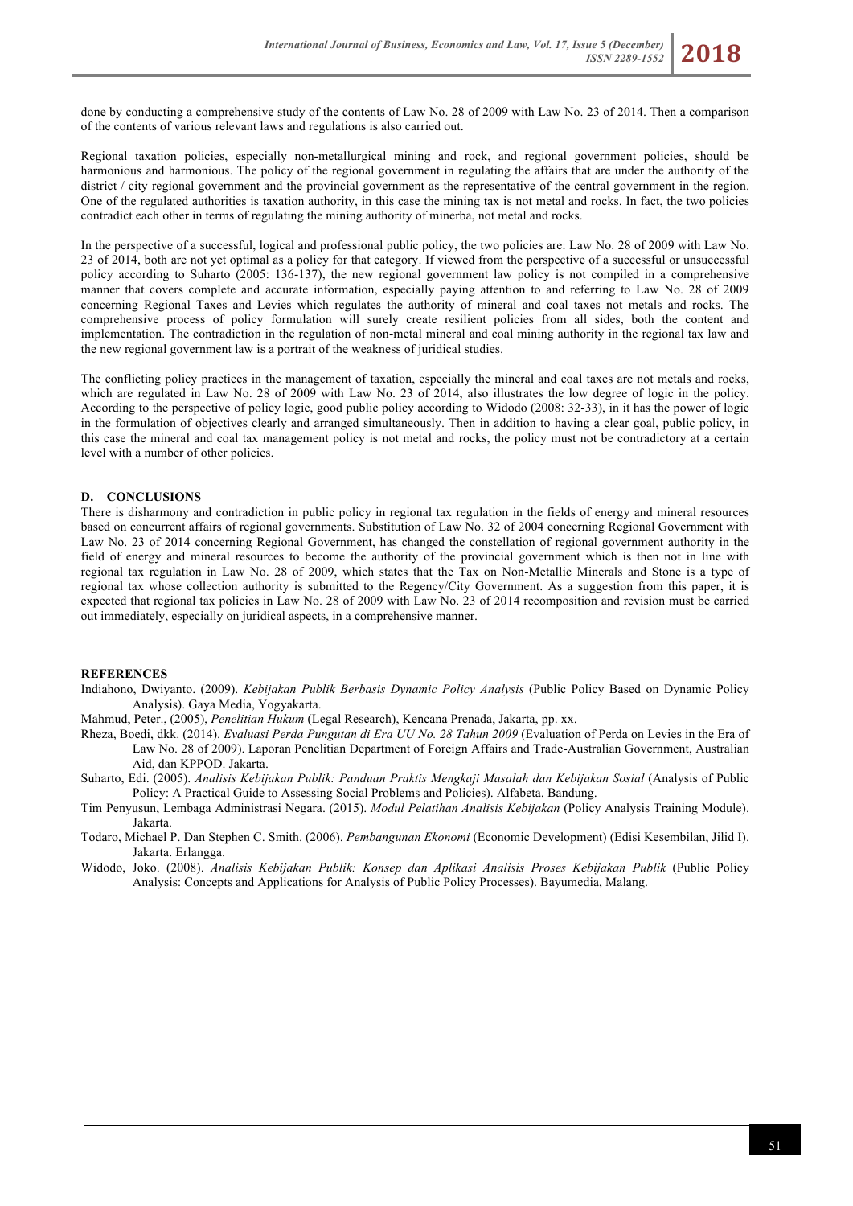done by conducting a comprehensive study of the contents of Law No. 28 of 2009 with Law No. 23 of 2014. Then a comparison of the contents of various relevant laws and regulations is also carried out.

Regional taxation policies, especially non-metallurgical mining and rock, and regional government policies, should be harmonious and harmonious. The policy of the regional government in regulating the affairs that are under the authority of the district / city regional government and the provincial government as the representative of the central government in the region. One of the regulated authorities is taxation authority, in this case the mining tax is not metal and rocks. In fact, the two policies contradict each other in terms of regulating the mining authority of minerba, not metal and rocks.

In the perspective of a successful, logical and professional public policy, the two policies are: Law No. 28 of 2009 with Law No. 23 of 2014, both are not yet optimal as a policy for that category. If viewed from the perspective of a successful or unsuccessful policy according to Suharto (2005: 136-137), the new regional government law policy is not compiled in a comprehensive manner that covers complete and accurate information, especially paying attention to and referring to Law No. 28 of 2009 concerning Regional Taxes and Levies which regulates the authority of mineral and coal taxes not metals and rocks. The comprehensive process of policy formulation will surely create resilient policies from all sides, both the content and implementation. The contradiction in the regulation of non-metal mineral and coal mining authority in the regional tax law and the new regional government law is a portrait of the weakness of juridical studies.

The conflicting policy practices in the management of taxation, especially the mineral and coal taxes are not metals and rocks, which are regulated in Law No. 28 of 2009 with Law No. 23 of 2014, also illustrates the low degree of logic in the policy. According to the perspective of policy logic, good public policy according to Widodo (2008: 32-33), in it has the power of logic in the formulation of objectives clearly and arranged simultaneously. Then in addition to having a clear goal, public policy, in this case the mineral and coal tax management policy is not metal and rocks, the policy must not be contradictory at a certain level with a number of other policies.

## D. CONCLUSIONS

There is disharmony and contradiction in public policy in regional tax regulation in the fields of energy and mineral resources based on concurrent affairs of regional governments. Substitution of Law No. 32 of 2004 concerning Regional Government with Law No. 23 of 2014 concerning Regional Government, has changed the constellation of regional government authority in the field of energy and mineral resources to become the authority of the provincial government which is then not in line with regional tax regulation in Law No. 28 of 2009, which states that the Tax on Non-Metallic Minerals and Stone is a type of regional tax whose collection authority is submitted to the Regency/City Government. As a suggestion from this paper, it is expected that regional tax policies in Law No. 28 of 2009 with Law No. 23 of 2014 recomposition and revision must be carried out immediately, especially on juridical aspects, in a comprehensive manner.

## REFERENCES

Indiahono, Dwiyanto. (2009). *Kebijakan Publik Berbasis Dynamic Policy Analysis* (Public Policy Based on Dynamic Policy Analysis). Gaya Media, Yogyakarta.

Mahmud, Peter., (2005), *Penelitian Hukum* (Legal Research), Kencana Prenada, Jakarta, pp. xx.

Rheza, Boedi, dkk. (2014). *Evaluasi Perda Pungutan di Era UU No. 28 Tahun 2009* (Evaluation of Perda on Levies in the Era of Law No. 28 of 2009). Laporan Penelitian Department of Foreign Affairs and Trade-Australian Government, Australian Aid, dan KPPOD. Jakarta.

Suharto, Edi. (2005). *Analisis Kebijakan Publik: Panduan Praktis Mengkaji Masalah dan Kebijakan Sosial* (Analysis of Public Policy: A Practical Guide to Assessing Social Problems and Policies). Alfabeta. Bandung.

Tim Penyusun, Lembaga Administrasi Negara. (2015). *Modul Pelatihan Analisis Kebijakan* (Policy Analysis Training Module). Jakarta.

Todaro, Michael P. Dan Stephen C. Smith. (2006). *Pembangunan Ekonomi* (Economic Development) (Edisi Kesembilan, Jilid I). Jakarta. Erlangga.

Widodo, Joko. (2008). *Analisis Kebijakan Publik: Konsep dan Aplikasi Analisis Proses Kebijakan Publik* (Public Policy Analysis: Concepts and Applications for Analysis of Public Policy Processes). Bayumedia, Malang.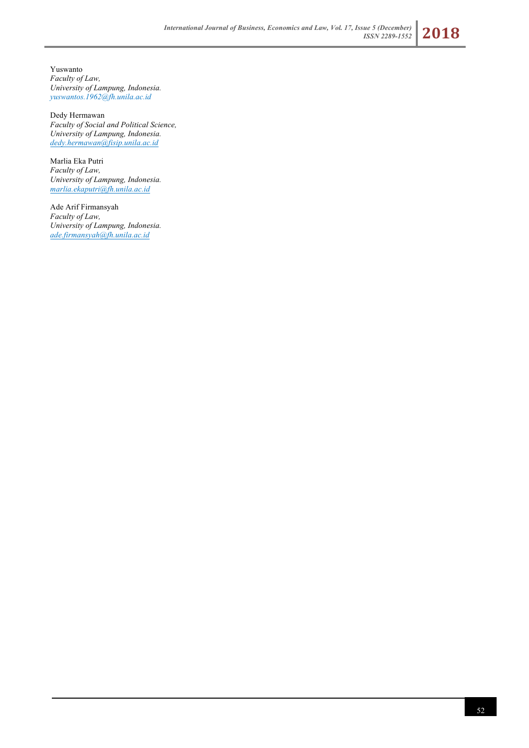Yuswanto  
*Faculty of Law,*  
*University of Lampung, Indonesia.*  
*yuswantos.1962@fh.unila.ac.id*

Dedy Hermawan  
*Faculty of Social and Political Science,*  
*University of Lampung, Indonesia.*  
*dedy.hermawan@fisip.unila.ac.id*

Marlia Eka Putri  
*Faculty of Law,*  
*University of Lampung, Indonesia.*  
*marlia.ekaputri@fh.unila.ac.id*

Ade Arif Firmansyah  
*Faculty of Law,*  
*University of Lampung, Indonesia.*  
*ade.firmansyah@fh.unila.ac.id*